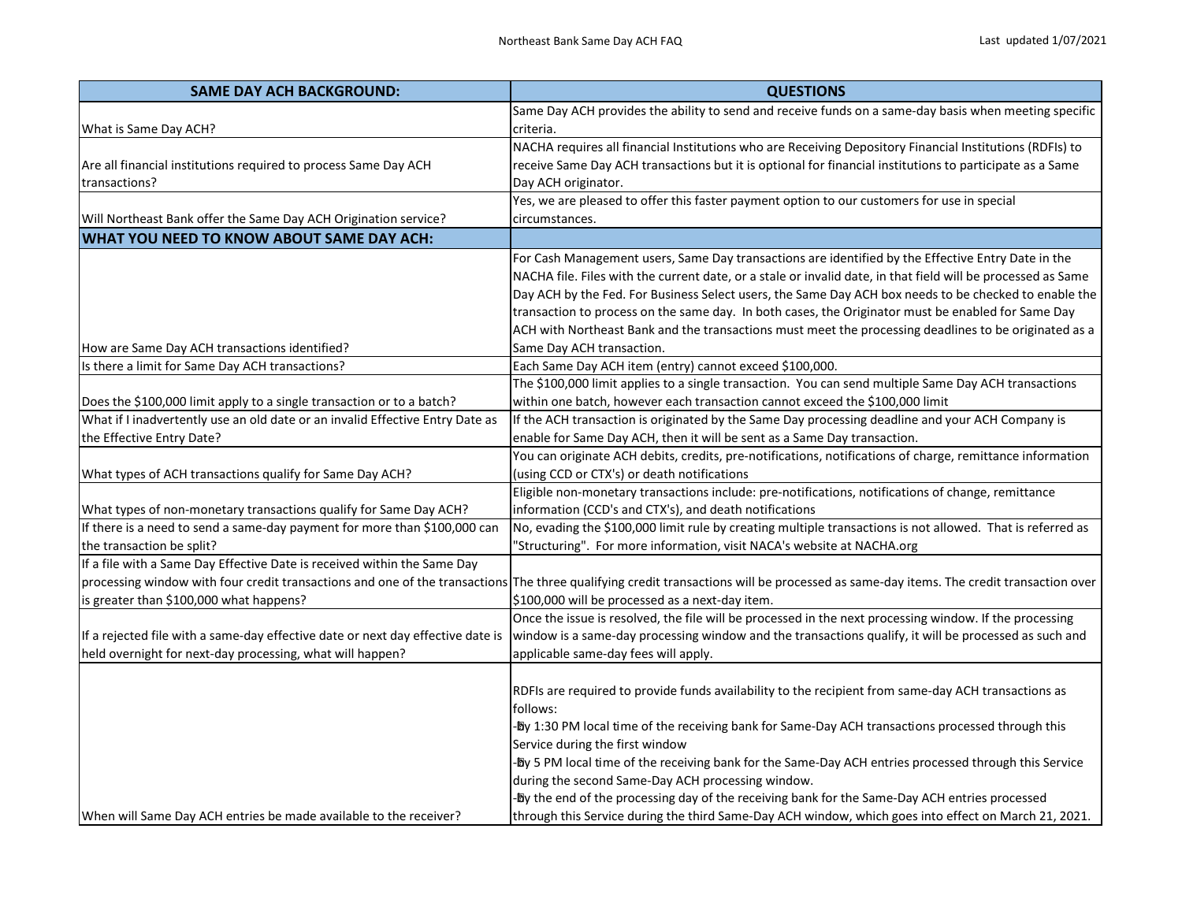| SAME DAY ACH BACKGROUND: | QUESTIONS |
|---|---|
| What is Same Day ACH? | Same Day ACH provides the ability to send and receive funds on a same-day basis when meeting specific criteria. |
| Are all financial institutions required to process Same Day ACH transactions? | NACHA requires all financial Institutions who are Receiving Depository Financial Institutions (RDFIs) to receive Same Day ACH transactions but it is optional for financial institutions to participate as a Same Day ACH originator. |
| Will Northeast Bank offer the Same Day ACH Origination service? | Yes, we are pleased to offer this faster payment option to our customers for use in special circumstances. |
| **WHAT YOU NEED TO KNOW ABOUT SAME DAY ACH:** | |
| How are Same Day ACH transactions identified? | For Cash Management users, Same Day transactions are identified by the Effective Entry Date in the NACHA file. Files with the current date, or a stale or invalid date, in that field will be processed as Same Day ACH by the Fed. For Business Select users, the Same Day ACH box needs to be checked to enable the transaction to process on the same day. In both cases, the Originator must be enabled for Same Day ACH with Northeast Bank and the transactions must meet the processing deadlines to be originated as a Same Day ACH transaction. |
| Is there a limit for Same Day ACH transactions? | Each Same Day ACH item (entry) cannot exceed $100,000. |
| Does the $100,000 limit apply to a single transaction or to a batch? | The $100,000 limit applies to a single transaction. You can send multiple Same Day ACH transactions within one batch, however each transaction cannot exceed the $100,000 limit |
| What if I inadvertently use an old date or an invalid Effective Entry Date as the Effective Entry Date? | If the ACH transaction is originated by the Same Day processing deadline and your ACH Company is enable for Same Day ACH, then it will be sent as a Same Day transaction. |
| What types of ACH transactions qualify for Same Day ACH? | You can originate ACH debits, credits, pre-notifications, notifications of charge, remittance information (using CCD or CTX's) or death notifications |
| What types of non-monetary transactions qualify for Same Day ACH? | Eligible non-monetary transactions include: pre-notifications, notifications of change, remittance information (CCD's and CTX's), and death notifications |
| If there is a need to send a same-day payment for more than $100,000 can the transaction be split? | No, evading the $100,000 limit rule by creating multiple transactions is not allowed. That is referred as "Structuring". For more information, visit NACA's website at NACHA.org |
| If a file with a Same Day Effective Date is received within the Same Day processing window with four credit transactions and one of the transactions is greater than $100,000 what happens? | The three qualifying credit transactions will be processed as same-day items. The credit transaction over $100,000 will be processed as a next-day item. |
| If a rejected file with a same-day effective date or next day effective date is held overnight for next-day processing, what will happen? | Once the issue is resolved, the file will be processed in the next processing window. If the processing window is a same-day processing window and the transactions qualify, it will be processed as such and applicable same-day fees will apply. |
| When will Same Day ACH entries be made available to the receiver? | RDFIs are required to provide funds availability to the recipient from same-day ACH transactions as follows:<br>- by 1:30 PM local time of the receiving bank for Same-Day ACH transactions processed through this Service during the first window<br>- by 5 PM local time of the receiving bank for the Same-Day ACH entries processed through this Service during the second Same-Day ACH processing window.<br>- by the end of the processing day of the receiving bank for the Same-Day ACH entries processed through this Service during the third Same-Day ACH window, which goes into effect on March 21, 2021. |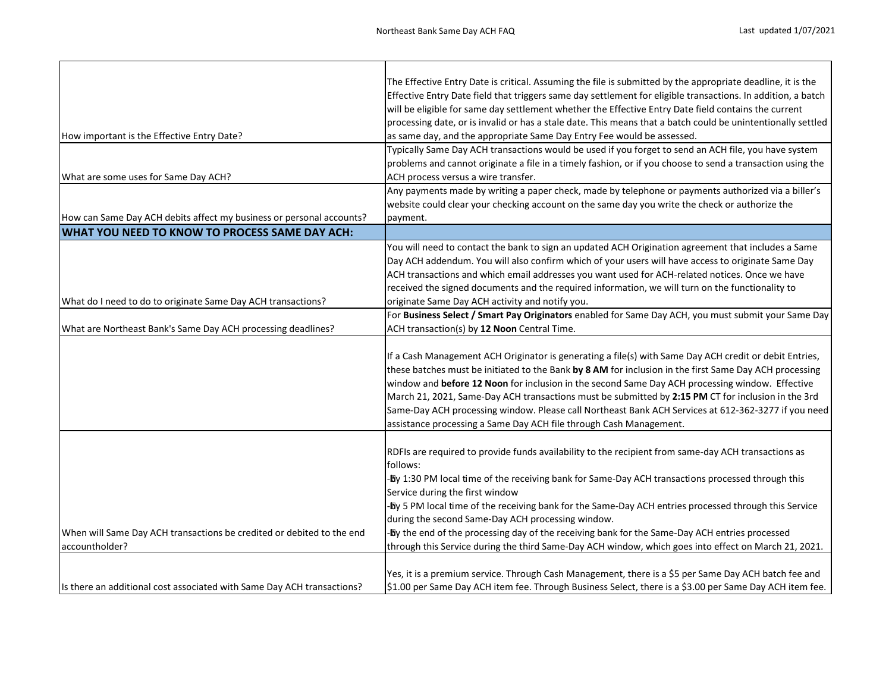| | |
|---|---|
| How important is the Effective Entry Date? | The Effective Entry Date is critical. Assuming the file is submitted by the appropriate deadline, it is the Effective Entry Date field that triggers same day settlement for eligible transactions. In addition, a batch will be eligible for same day settlement whether the Effective Entry Date field contains the current processing date, or is invalid or has a stale date. This means that a batch could be unintentionally settled as same day, and the appropriate Same Day Entry Fee would be assessed. |
| What are some uses for Same Day ACH? | Typically Same Day ACH transactions would be used if you forget to send an ACH file, you have system problems and cannot originate a file in a timely fashion, or if you choose to send a transaction using the ACH process versus a wire transfer. |
| How can Same Day ACH debits affect my business or personal accounts? | Any payments made by writing a paper check, made by telephone or payments authorized via a biller's website could clear your checking account on the same day you write the check or authorize the payment. |
| **WHAT YOU NEED TO KNOW TO PROCESS SAME DAY ACH:** | |
| What do I need to do to originate Same Day ACH transactions? | You will need to contact the bank to sign an updated ACH Origination agreement that includes a Same Day ACH addendum. You will also confirm which of your users will have access to originate Same Day ACH transactions and which email addresses you want used for ACH-related notices. Once we have received the signed documents and the required information, we will turn on the functionality to originate Same Day ACH activity and notify you. |
| What are Northeast Bank's Same Day ACH processing deadlines? | For **Business Select / Smart Pay Originators** enabled for Same Day ACH, you must submit your Same Day ACH transaction(s) by **12 Noon** Central Time. |
| | If a Cash Management ACH Originator is generating a file(s) with Same Day ACH credit or debit Entries, these batches must be initiated to the Bank **by 8 AM** for inclusion in the first Same Day ACH processing window and **before 12 Noon** for inclusion in the second Same Day ACH processing window. Effective March 21, 2021, Same-Day ACH transactions must be submitted by **2:15 PM** CT for inclusion in the 3rd Same-Day ACH processing window. Please call Northeast Bank ACH Services at 612-362-3277 if you need assistance processing a Same Day ACH file through Cash Management. |
| When will Same Day ACH transactions be credited or debited to the end accountholder? | RDFIs are required to provide funds availability to the recipient from same-day ACH transactions as follows:<br>- by 1:30 PM local time of the receiving bank for Same-Day ACH transactions processed through this Service during the first window<br>- by 5 PM local time of the receiving bank for the Same-Day ACH entries processed through this Service during the second Same-Day ACH processing window.<br>- by the end of the processing day of the receiving bank for the Same-Day ACH entries processed through this Service during the third Same-Day ACH window, which goes into effect on March 21, 2021. |
| Is there an additional cost associated with Same Day ACH transactions? | Yes, it is a premium service. Through Cash Management, there is a $5 per Same Day ACH batch fee and $1.00 per Same Day ACH item fee. Through Business Select, there is a $3.00 per Same Day ACH item fee. |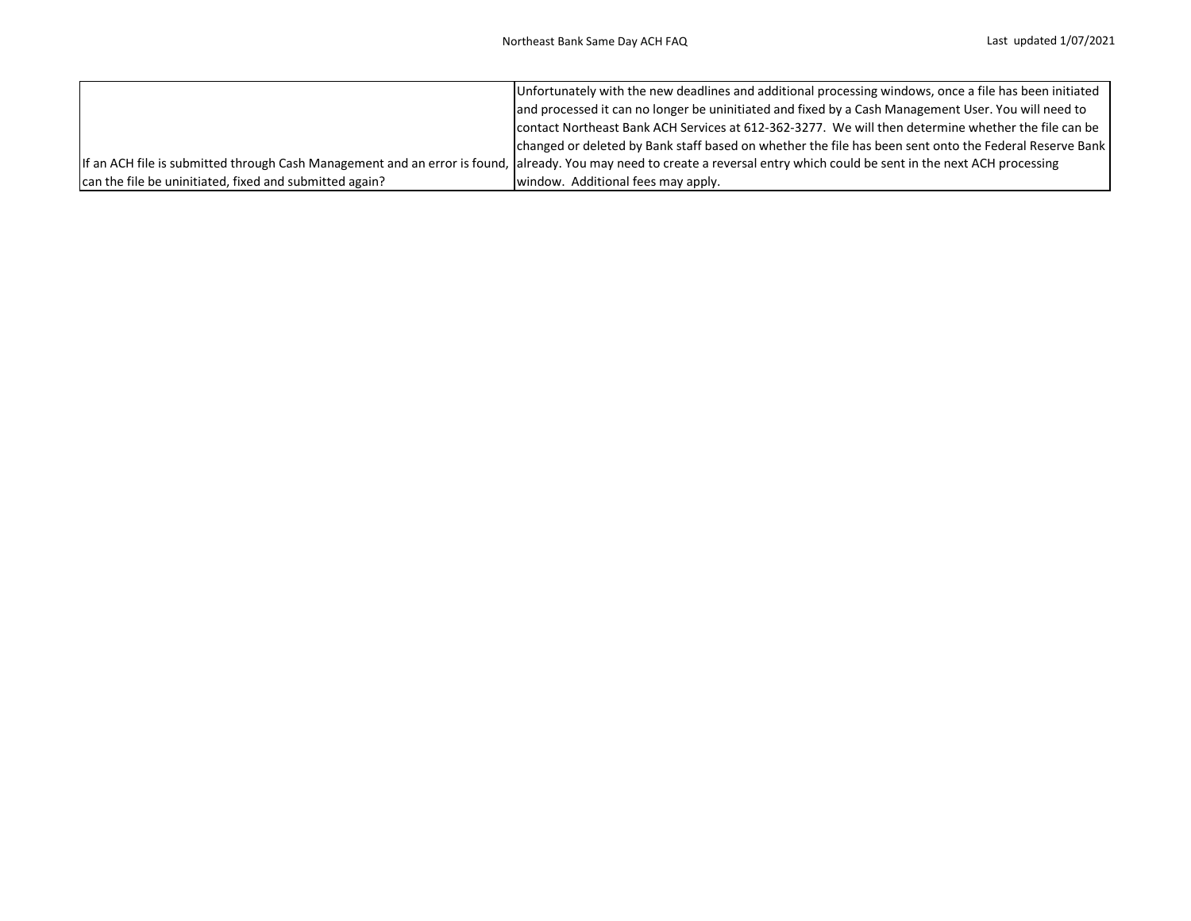| | |
|---|---|
| If an ACH file is submitted through Cash Management and an error is found, can the file be uninitiated, fixed and submitted again? | Unfortunately with the new deadlines and additional processing windows, once a file has been initiated and processed it can no longer be uninitiated and fixed by a Cash Management User. You will need to contact Northeast Bank ACH Services at 612-362-3277. We will then determine whether the file can be changed or deleted by Bank staff based on whether the file has been sent onto the Federal Reserve Bank already. You may need to create a reversal entry which could be sent in the next ACH processing window. Additional fees may apply. |